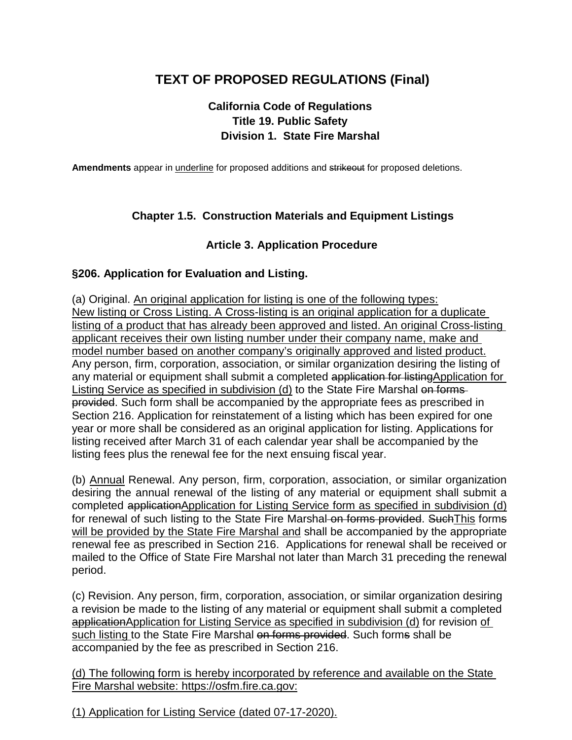# TEXT OF PROPOSED REGULATIONS (Final)

**California Code of Regulations**
**Title 19. Public Safety**
**Division 1. State Fire Marshal**

**Amendments** appear in <u>underline</u> for proposed additions and ~~strikeout~~ for proposed deletions.

## Chapter 1.5. Construction Materials and Equipment Listings

### Article 3. Application Procedure

### §206. Application for Evaluation and Listing.

(a) Original. <u>An original application for listing is one of the following types: New listing or Cross Listing. A Cross-listing is an original application for a duplicate listing of a product that has already been approved and listed. An original Cross-listing applicant receives their own listing number under their company name, make and model number based on another company's originally approved and listed product.</u> Any person, firm, corporation, association, or similar organization desiring the listing of any material or equipment shall submit a completed ~~application for listing~~<u>Application for Listing Service as specified in subdivision (d)</u> to the State Fire Marshal ~~on forms provided~~. Such form shall be accompanied by the appropriate fees as prescribed in Section 216. Application for reinstatement of a listing which has been expired for one year or more shall be considered as an original application for listing. Applications for listing received after March 31 of each calendar year shall be accompanied by the listing fees plus the renewal fee for the next ensuing fiscal year.

(b) <u>Annual</u> Renewal. Any person, firm, corporation, association, or similar organization desiring the annual renewal of the listing of any material or equipment shall submit a completed ~~application~~<u>Application for Listing Service form as specified in subdivision (d)</u> for renewal of such listing to the State Fire Marshal ~~on forms provided~~. ~~Such~~<u>This</u> form~~s~~ <u>will be provided by the State Fire Marshal and</u> shall be accompanied by the appropriate renewal fee as prescribed in Section 216. Applications for renewal shall be received or mailed to the Office of State Fire Marshal not later than March 31 preceding the renewal period.

(c) Revision. Any person, firm, corporation, association, or similar organization desiring a revision be made to the listing of any material or equipment shall submit a completed ~~application~~<u>Application for Listing Service as specified in subdivision (d)</u> for revision <u>of such listing</u> to the State Fire Marshal ~~on forms provided~~. Such form~~s~~ shall be accompanied by the fee as prescribed in Section 216.

<u>(d) The following form is hereby incorporated by reference and available on the State Fire Marshal website: https://osfm.fire.ca.gov:</u>

<u>(1) Application for Listing Service (dated 07-17-2020).</u>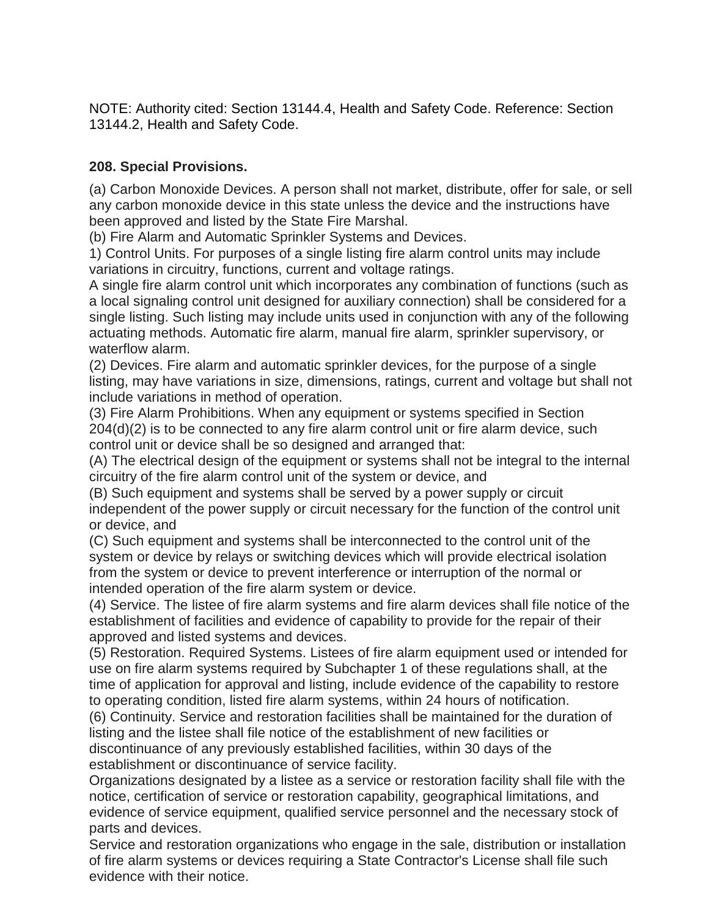NOTE: Authority cited: Section 13144.4, Health and Safety Code. Reference: Section 13144.2, Health and Safety Code.

**208. Special Provisions.**

(a) Carbon Monoxide Devices. A person shall not market, distribute, offer for sale, or sell any carbon monoxide device in this state unless the device and the instructions have been approved and listed by the State Fire Marshal.

(b) Fire Alarm and Automatic Sprinkler Systems and Devices.

1) Control Units. For purposes of a single listing fire alarm control units may include variations in circuitry, functions, current and voltage ratings.

A single fire alarm control unit which incorporates any combination of functions (such as a local signaling control unit designed for auxiliary connection) shall be considered for a single listing. Such listing may include units used in conjunction with any of the following actuating methods. Automatic fire alarm, manual fire alarm, sprinkler supervisory, or waterflow alarm.

(2) Devices. Fire alarm and automatic sprinkler devices, for the purpose of a single listing, may have variations in size, dimensions, ratings, current and voltage but shall not include variations in method of operation.

(3) Fire Alarm Prohibitions. When any equipment or systems specified in Section 204(d)(2) is to be connected to any fire alarm control unit or fire alarm device, such control unit or device shall be so designed and arranged that:

(A) The electrical design of the equipment or systems shall not be integral to the internal circuitry of the fire alarm control unit of the system or device, and

(B) Such equipment and systems shall be served by a power supply or circuit independent of the power supply or circuit necessary for the function of the control unit or device, and

(C) Such equipment and systems shall be interconnected to the control unit of the system or device by relays or switching devices which will provide electrical isolation from the system or device to prevent interference or interruption of the normal or intended operation of the fire alarm system or device.

(4) Service. The listee of fire alarm systems and fire alarm devices shall file notice of the establishment of facilities and evidence of capability to provide for the repair of their approved and listed systems and devices.

(5) Restoration. Required Systems. Listees of fire alarm equipment used or intended for use on fire alarm systems required by Subchapter 1 of these regulations shall, at the time of application for approval and listing, include evidence of the capability to restore to operating condition, listed fire alarm systems, within 24 hours of notification.

(6) Continuity. Service and restoration facilities shall be maintained for the duration of listing and the listee shall file notice of the establishment of new facilities or discontinuance of any previously established facilities, within 30 days of the establishment or discontinuance of service facility.

Organizations designated by a listee as a service or restoration facility shall file with the notice, certification of service or restoration capability, geographical limitations, and evidence of service equipment, qualified service personnel and the necessary stock of parts and devices.

Service and restoration organizations who engage in the sale, distribution or installation of fire alarm systems or devices requiring a State Contractor's License shall file such evidence with their notice.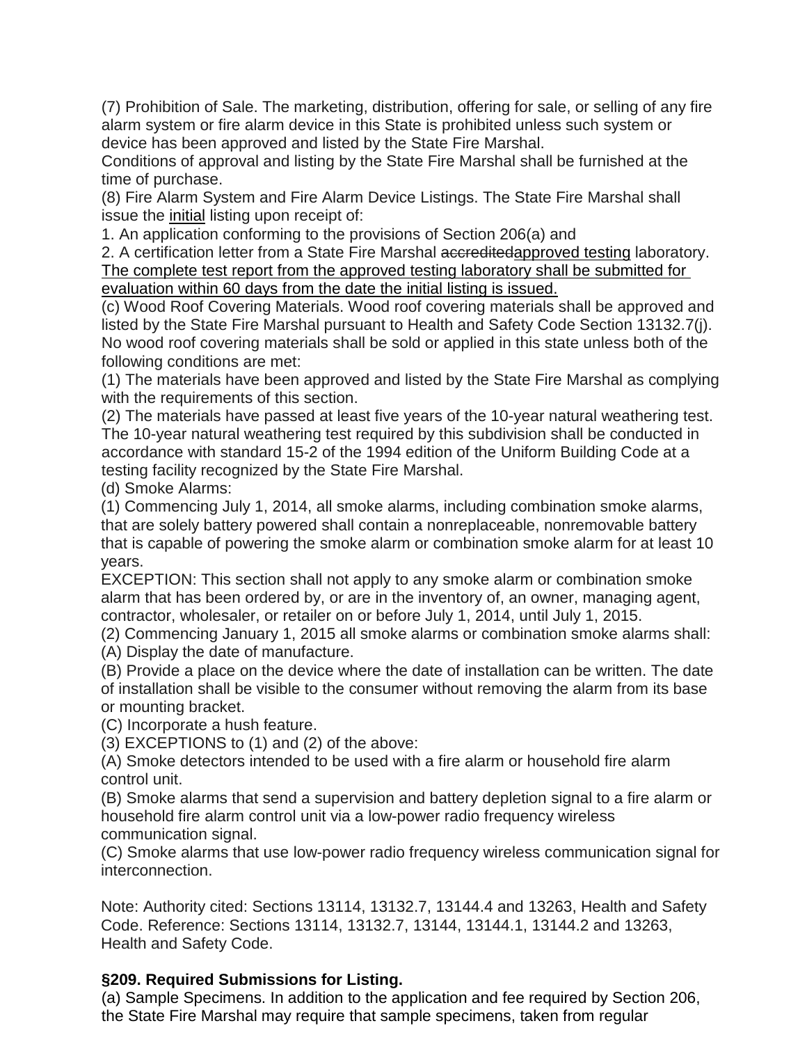(7) Prohibition of Sale. The marketing, distribution, offering for sale, or selling of any fire alarm system or fire alarm device in this State is prohibited unless such system or device has been approved and listed by the State Fire Marshal.

Conditions of approval and listing by the State Fire Marshal shall be furnished at the time of purchase.

(8) Fire Alarm System and Fire Alarm Device Listings. The State Fire Marshal shall issue the <u>initial</u> listing upon receipt of:

1. An application conforming to the provisions of Section 206(a) and

2. A certification letter from a State Fire Marshal ~~accredited~~<u>approved testing</u> laboratory. <u>The complete test report from the approved testing laboratory shall be submitted for evaluation within 60 days from the date the initial listing is issued.</u>

(c) Wood Roof Covering Materials. Wood roof covering materials shall be approved and listed by the State Fire Marshal pursuant to Health and Safety Code Section 13132.7(j). No wood roof covering materials shall be sold or applied in this state unless both of the following conditions are met:

(1) The materials have been approved and listed by the State Fire Marshal as complying with the requirements of this section.

(2) The materials have passed at least five years of the 10-year natural weathering test. The 10-year natural weathering test required by this subdivision shall be conducted in accordance with standard 15-2 of the 1994 edition of the Uniform Building Code at a testing facility recognized by the State Fire Marshal.

(d) Smoke Alarms:

(1) Commencing July 1, 2014, all smoke alarms, including combination smoke alarms, that are solely battery powered shall contain a nonreplaceable, nonremovable battery that is capable of powering the smoke alarm or combination smoke alarm for at least 10 years.

EXCEPTION: This section shall not apply to any smoke alarm or combination smoke alarm that has been ordered by, or are in the inventory of, an owner, managing agent, contractor, wholesaler, or retailer on or before July 1, 2014, until July 1, 2015.

(2) Commencing January 1, 2015 all smoke alarms or combination smoke alarms shall:

(A) Display the date of manufacture.

(B) Provide a place on the device where the date of installation can be written. The date of installation shall be visible to the consumer without removing the alarm from its base or mounting bracket.

(C) Incorporate a hush feature.

(3) EXCEPTIONS to (1) and (2) of the above:

(A) Smoke detectors intended to be used with a fire alarm or household fire alarm control unit.

(B) Smoke alarms that send a supervision and battery depletion signal to a fire alarm or household fire alarm control unit via a low-power radio frequency wireless communication signal.

(C) Smoke alarms that use low-power radio frequency wireless communication signal for interconnection.

Note: Authority cited: Sections 13114, 13132.7, 13144.4 and 13263, Health and Safety Code. Reference: Sections 13114, 13132.7, 13144, 13144.1, 13144.2 and 13263, Health and Safety Code.

### §209. Required Submissions for Listing.

(a) Sample Specimens. In addition to the application and fee required by Section 206, the State Fire Marshal may require that sample specimens, taken from regular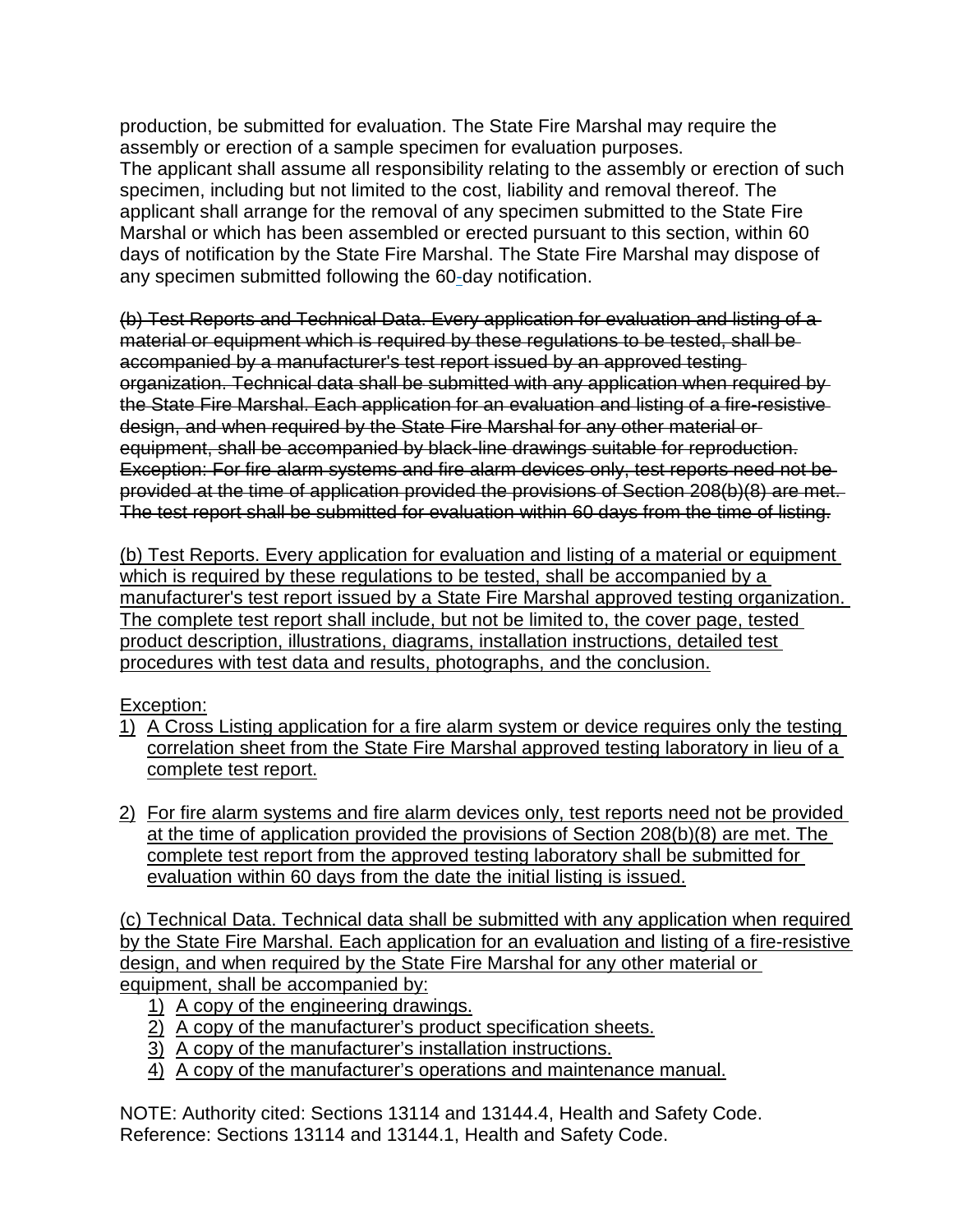production, be submitted for evaluation. The State Fire Marshal may require the assembly or erection of a sample specimen for evaluation purposes.
The applicant shall assume all responsibility relating to the assembly or erection of such specimen, including but not limited to the cost, liability and removal thereof. The applicant shall arrange for the removal of any specimen submitted to the State Fire Marshal or which has been assembled or erected pursuant to this section, within 60 days of notification by the State Fire Marshal. The State Fire Marshal may dispose of any specimen submitted following the 60-day notification.

~~(b) Test Reports and Technical Data. Every application for evaluation and listing of a material or equipment which is required by these regulations to be tested, shall be accompanied by a manufacturer's test report issued by an approved testing organization. Technical data shall be submitted with any application when required by the State Fire Marshal. Each application for an evaluation and listing of a fire-resistive design, and when required by the State Fire Marshal for any other material or equipment, shall be accompanied by black-line drawings suitable for reproduction. Exception: For fire alarm systems and fire alarm devices only, test reports need not be provided at the time of application provided the provisions of Section 208(b)(8) are met. The test report shall be submitted for evaluation within 60 days from the time of listing.~~

<u>(b) Test Reports. Every application for evaluation and listing of a material or equipment which is required by these regulations to be tested, shall be accompanied by a manufacturer's test report issued by a State Fire Marshal approved testing organization. The complete test report shall include, but not be limited to, the cover page, tested product description, illustrations, diagrams, installation instructions, detailed test procedures with test data and results, photographs, and the conclusion.</u>

<u>Exception:</u>

1) <u>A Cross Listing application for a fire alarm system or device requires only the testing correlation sheet from the State Fire Marshal approved testing laboratory in lieu of a complete test report.</u>

2) <u>For fire alarm systems and fire alarm devices only, test reports need not be provided at the time of application provided the provisions of Section 208(b)(8) are met. The complete test report from the approved testing laboratory shall be submitted for evaluation within 60 days from the date the initial listing is issued.</u>

<u>(c) Technical Data. Technical data shall be submitted with any application when required by the State Fire Marshal. Each application for an evaluation and listing of a fire-resistive design, and when required by the State Fire Marshal for any other material or equipment, shall be accompanied by:</u>

1) <u>A copy of the engineering drawings.</u>
2) <u>A copy of the manufacturer's product specification sheets.</u>
3) <u>A copy of the manufacturer's installation instructions.</u>
4) <u>A copy of the manufacturer's operations and maintenance manual.</u>

NOTE: Authority cited: Sections 13114 and 13144.4, Health and Safety Code.
Reference: Sections 13114 and 13144.1, Health and Safety Code.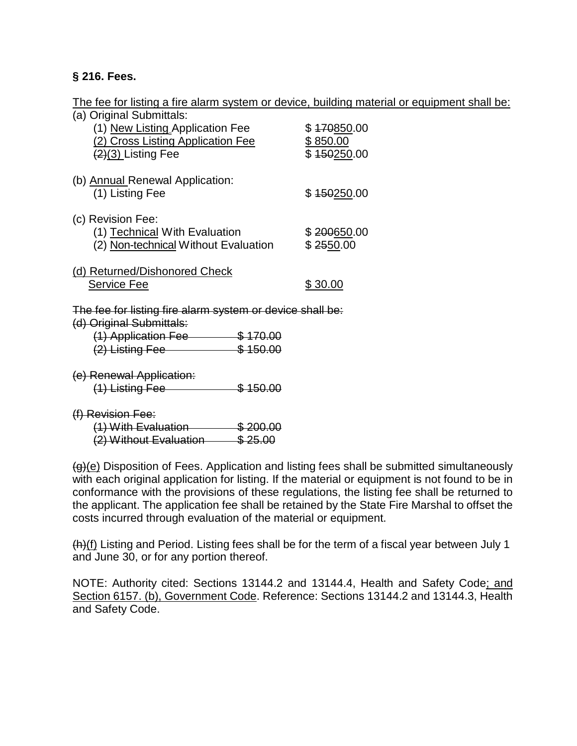**§ 216. Fees.**

<u>The fee for listing a fire alarm system or device, building material or equipment shall be:</u>

(a) Original Submittals:

(1) <u>New Listing</u> Application Fee $ ~~170~~<u>850</u>.00

<u>(2) Cross Listing Application Fee</u> <u>$ 850.00</u>

~~(2)~~<u>(3)</u> Listing Fee $ ~~150~~<u>250</u>.00

(b) <u>Annual</u> Renewal Application:

(1) Listing Fee $ ~~150~~<u>250</u>.00

(c) Revision Fee:

(1) <u>Technical</u> With Evaluation $ ~~200~~<u>650</u>.00

(2) <u>Non-technical</u> Without Evaluation $ ~~25~~<u>50</u>.00

<u>(d) Returned/Dishonored Check Service Fee</u> <u>$ 30.00</u>

~~The fee for listing fire alarm system or device shall be:~~

~~(d) Original Submittals:~~

~~(1) Application Fee $ 170.00~~

~~(2) Listing Fee $ 150.00~~

~~(e) Renewal Application:~~

~~(1) Listing Fee $ 150.00~~

~~(f) Revision Fee:~~

~~(1) With Evaluation $ 200.00~~

~~(2) Without Evaluation $ 25.00~~

~~(g)~~<u>(e)</u> Disposition of Fees. Application and listing fees shall be submitted simultaneously with each original application for listing. If the material or equipment is not found to be in conformance with the provisions of these regulations, the listing fee shall be returned to the applicant. The application fee shall be retained by the State Fire Marshal to offset the costs incurred through evaluation of the material or equipment.

~~(h)~~<u>(f)</u> Listing and Period. Listing fees shall be for the term of a fiscal year between July 1 and June 30, or for any portion thereof.

NOTE: Authority cited: Sections 13144.2 and 13144.4, Health and Safety Code<u>; and Section 6157. (b), Government Code</u>. Reference: Sections 13144.2 and 13144.3, Health and Safety Code.